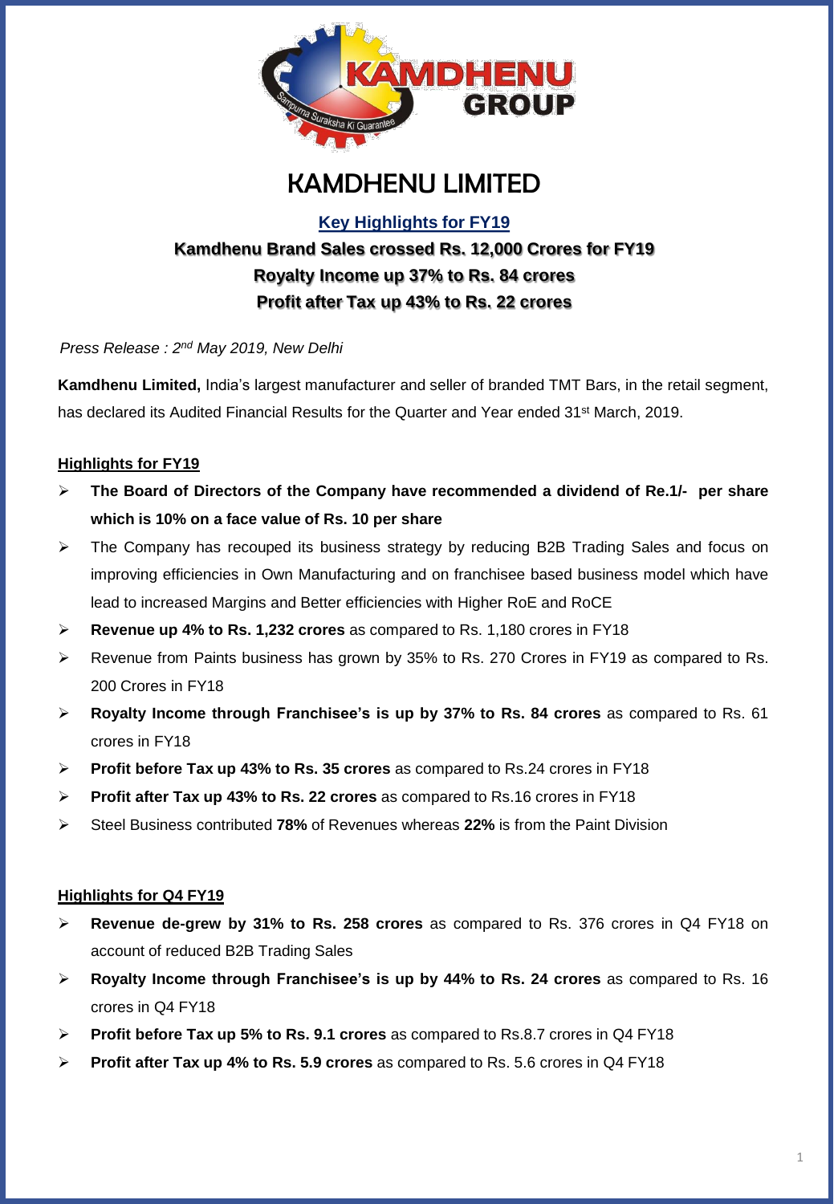# KAMDHENU LIMITED

## Key Highlights for FY19

**Kamdhenu Brand Sales crossed Rs. 12,000 Crores for FY19**

**Royalty Income up 37% to Rs. 84 crores**

**Profit after Tax up 43% to Rs. 22 crores**

*Press Release : 2nd May 2019, New Delhi*

**Kamdhenu Limited,** India's largest manufacturer and seller of branded TMT Bars, in the retail segment, has declared its Audited Financial Results for the Quarter and Year ended 31st March, 2019.

### Highlights for FY19

- **The Board of Directors of the Company have recommended a dividend of Re.1/- per share which is 10% on a face value of Rs. 10 per share**
- The Company has recouped its business strategy by reducing B2B Trading Sales and focus on improving efficiencies in Own Manufacturing and on franchisee based business model which have lead to increased Margins and Better efficiencies with Higher RoE and RoCE
- **Revenue up 4% to Rs. 1,232 crores** as compared to Rs. 1,180 crores in FY18
- Revenue from Paints business has grown by 35% to Rs. 270 Crores in FY19 as compared to Rs. 200 Crores in FY18
- **Royalty Income through Franchisee's is up by 37% to Rs. 84 crores** as compared to Rs. 61 crores in FY18
- **Profit before Tax up 43% to Rs. 35 crores** as compared to Rs.24 crores in FY18
- **Profit after Tax up 43% to Rs. 22 crores** as compared to Rs.16 crores in FY18
- Steel Business contributed **78%** of Revenues whereas **22%** is from the Paint Division

### Highlights for Q4 FY19

- **Revenue de-grew by 31% to Rs. 258 crores** as compared to Rs. 376 crores in Q4 FY18 on account of reduced B2B Trading Sales
- **Royalty Income through Franchisee's is up by 44% to Rs. 24 crores** as compared to Rs. 16 crores in Q4 FY18
- **Profit before Tax up 5% to Rs. 9.1 crores** as compared to Rs.8.7 crores in Q4 FY18
- **Profit after Tax up 4% to Rs. 5.9 crores** as compared to Rs. 5.6 crores in Q4 FY18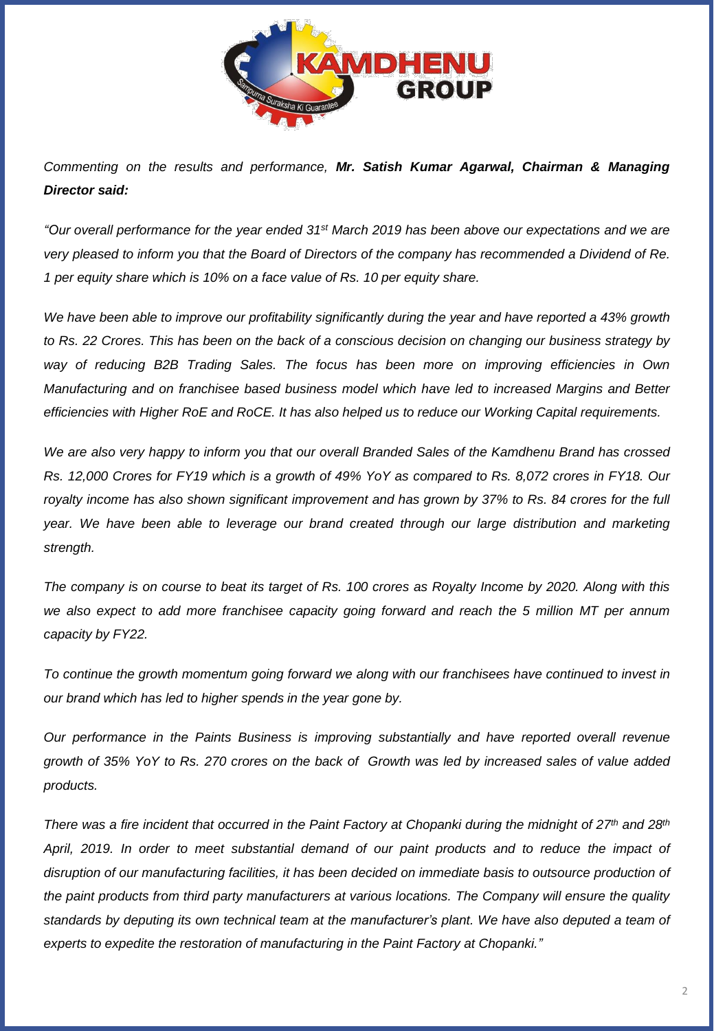*Commenting on the results and performance,* ***Mr. Satish Kumar Agarwal, Chairman & Managing Director said:***

*"Our overall performance for the year ended 31st March 2019 has been above our expectations and we are very pleased to inform you that the Board of Directors of the company has recommended a Dividend of Re. 1 per equity share which is 10% on a face value of Rs. 10 per equity share.*

*We have been able to improve our profitability significantly during the year and have reported a 43% growth to Rs. 22 Crores. This has been on the back of a conscious decision on changing our business strategy by way of reducing B2B Trading Sales. The focus has been more on improving efficiencies in Own Manufacturing and on franchisee based business model which have led to increased Margins and Better efficiencies with Higher RoE and RoCE. It has also helped us to reduce our Working Capital requirements.*

*We are also very happy to inform you that our overall Branded Sales of the Kamdhenu Brand has crossed Rs. 12,000 Crores for FY19 which is a growth of 49% YoY as compared to Rs. 8,072 crores in FY18. Our royalty income has also shown significant improvement and has grown by 37% to Rs. 84 crores for the full year. We have been able to leverage our brand created through our large distribution and marketing strength.*

*The company is on course to beat its target of Rs. 100 crores as Royalty Income by 2020. Along with this we also expect to add more franchisee capacity going forward and reach the 5 million MT per annum capacity by FY22.*

*To continue the growth momentum going forward we along with our franchisees have continued to invest in our brand which has led to higher spends in the year gone by.*

*Our performance in the Paints Business is improving substantially and have reported overall revenue growth of 35% YoY to Rs. 270 crores on the back of Growth was led by increased sales of value added products.*

*There was a fire incident that occurred in the Paint Factory at Chopanki during the midnight of 27th and 28th April, 2019. In order to meet substantial demand of our paint products and to reduce the impact of disruption of our manufacturing facilities, it has been decided on immediate basis to outsource production of the paint products from third party manufacturers at various locations. The Company will ensure the quality standards by deputing its own technical team at the manufacturer's plant. We have also deputed a team of experts to expedite the restoration of manufacturing in the Paint Factory at Chopanki."*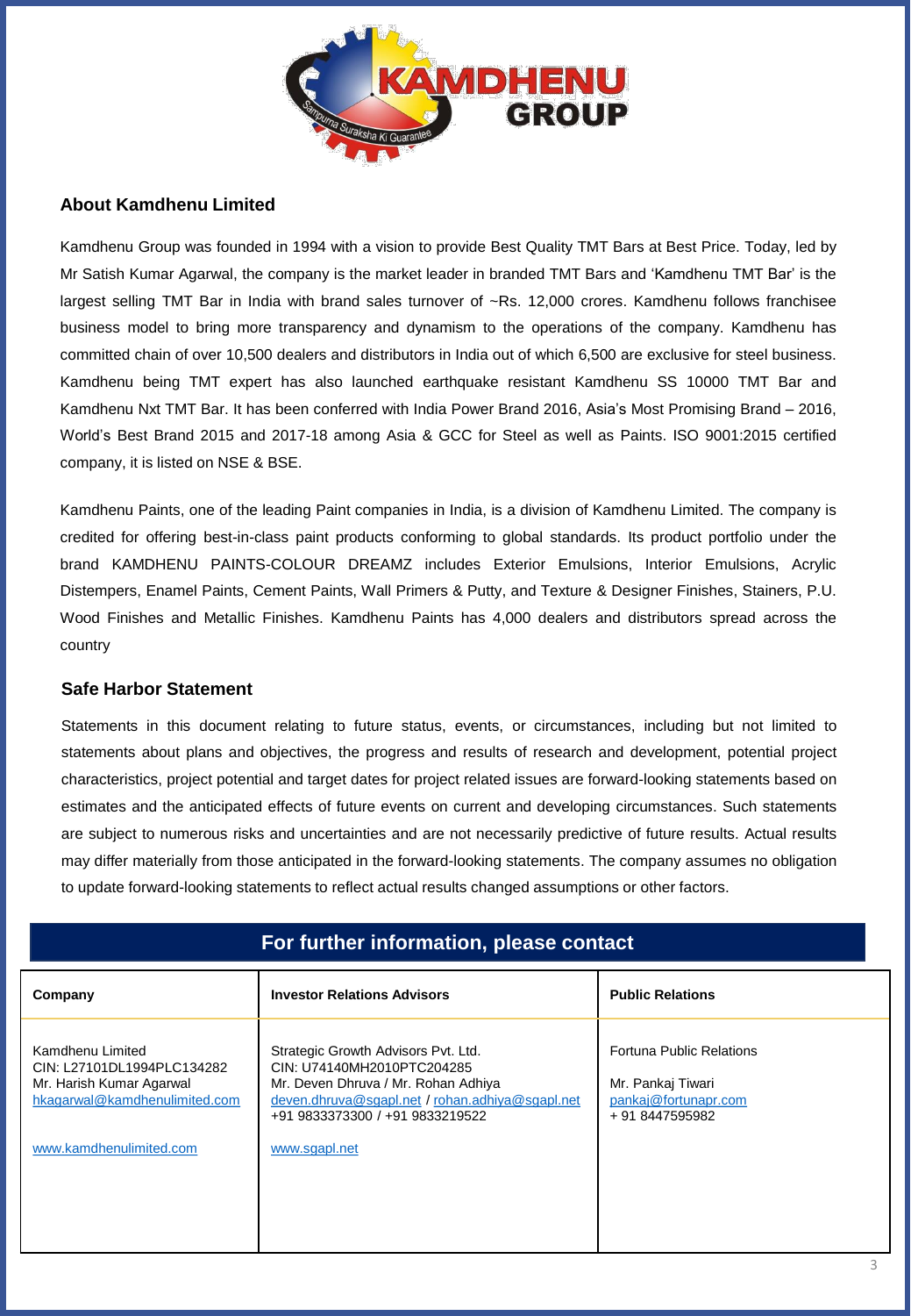## About Kamdhenu Limited

Kamdhenu Group was founded in 1994 with a vision to provide Best Quality TMT Bars at Best Price. Today, led by Mr Satish Kumar Agarwal, the company is the market leader in branded TMT Bars and 'Kamdhenu TMT Bar' is the largest selling TMT Bar in India with brand sales turnover of ~Rs. 12,000 crores. Kamdhenu follows franchisee business model to bring more transparency and dynamism to the operations of the company. Kamdhenu has committed chain of over 10,500 dealers and distributors in India out of which 6,500 are exclusive for steel business. Kamdhenu being TMT expert has also launched earthquake resistant Kamdhenu SS 10000 TMT Bar and Kamdhenu Nxt TMT Bar. It has been conferred with India Power Brand 2016, Asia's Most Promising Brand – 2016, World's Best Brand 2015 and 2017-18 among Asia & GCC for Steel as well as Paints. ISO 9001:2015 certified company, it is listed on NSE & BSE.

Kamdhenu Paints, one of the leading Paint companies in India, is a division of Kamdhenu Limited. The company is credited for offering best-in-class paint products conforming to global standards. Its product portfolio under the brand KAMDHENU PAINTS-COLOUR DREAMZ includes Exterior Emulsions, Interior Emulsions, Acrylic Distempers, Enamel Paints, Cement Paints, Wall Primers & Putty, and Texture & Designer Finishes, Stainers, P.U. Wood Finishes and Metallic Finishes. Kamdhenu Paints has 4,000 dealers and distributors spread across the country

## Safe Harbor Statement

Statements in this document relating to future status, events, or circumstances, including but not limited to statements about plans and objectives, the progress and results of research and development, potential project characteristics, project potential and target dates for project related issues are forward-looking statements based on estimates and the anticipated effects of future events on current and developing circumstances. Such statements are subject to numerous risks and uncertainties and are not necessarily predictive of future results. Actual results may differ materially from those anticipated in the forward-looking statements. The company assumes no obligation to update forward-looking statements to reflect actual results changed assumptions or other factors.

## For further information, please contact

| Company | Investor Relations Advisors | Public Relations |
|---|---|---|
| Kamdhenu Limited<br>CIN: L27101DL1994PLC134282<br>Mr. Harish Kumar Agarwal<br>hkagarwal@kamdhenulimited.com<br><br>www.kamdhenulimited.com | Strategic Growth Advisors Pvt. Ltd.<br>CIN: U74140MH2010PTC204285<br>Mr. Deven Dhruva / Mr. Rohan Adhiya<br>deven.dhruva@sgapl.net / rohan.adhiya@sgapl.net<br>+91 9833373300 / +91 9833219522<br><br>www.sgapl.net | Fortuna Public Relations<br><br>Mr. Pankaj Tiwari<br>pankaj@fortunapr.com<br>+ 91 8447595982 |